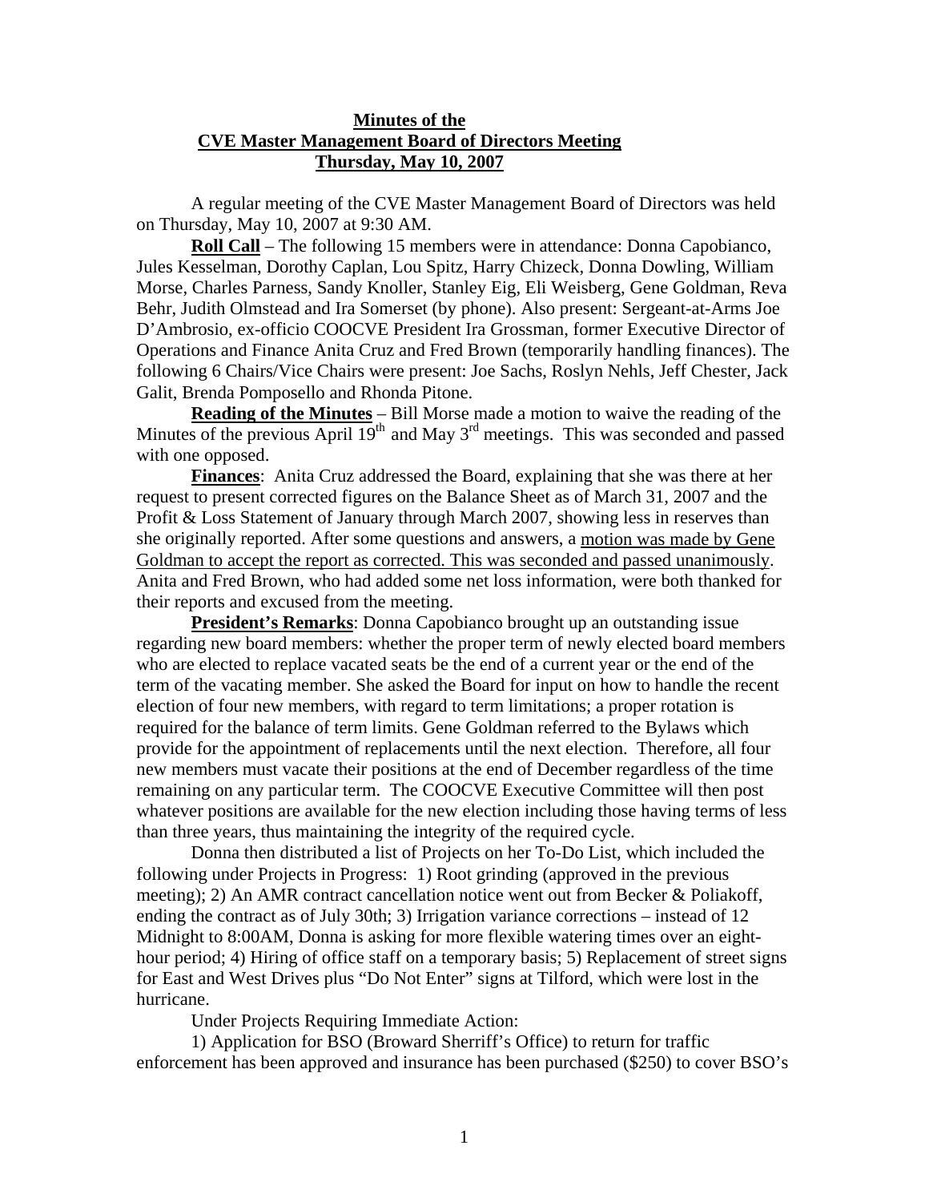# Minutes of the
# CVE Master Management Board of Directors Meeting
# Thursday, May 10, 2007

A regular meeting of the CVE Master Management Board of Directors was held on Thursday, May 10, 2007 at 9:30 AM.

**Roll Call** – The following 15 members were in attendance: Donna Capobianco, Jules Kesselman, Dorothy Caplan, Lou Spitz, Harry Chizeck, Donna Dowling, William Morse, Charles Parness, Sandy Knoller, Stanley Eig, Eli Weisberg, Gene Goldman, Reva Behr, Judith Olmstead and Ira Somerset (by phone). Also present: Sergeant-at-Arms Joe D'Ambrosio, ex-officio COOCVE President Ira Grossman, former Executive Director of Operations and Finance Anita Cruz and Fred Brown (temporarily handling finances). The following 6 Chairs/Vice Chairs were present: Joe Sachs, Roslyn Nehls, Jeff Chester, Jack Galit, Brenda Pomposello and Rhonda Pitone.

**Reading of the Minutes** – Bill Morse made a motion to waive the reading of the Minutes of the previous April 19th and May 3rd meetings. This was seconded and passed with one opposed.

**Finances**: Anita Cruz addressed the Board, explaining that she was there at her request to present corrected figures on the Balance Sheet as of March 31, 2007 and the Profit & Loss Statement of January through March 2007, showing less in reserves than she originally reported. After some questions and answers, a motion was made by Gene Goldman to accept the report as corrected. This was seconded and passed unanimously. Anita and Fred Brown, who had added some net loss information, were both thanked for their reports and excused from the meeting.

**President's Remarks**: Donna Capobianco brought up an outstanding issue regarding new board members: whether the proper term of newly elected board members who are elected to replace vacated seats be the end of a current year or the end of the term of the vacating member. She asked the Board for input on how to handle the recent election of four new members, with regard to term limitations; a proper rotation is required for the balance of term limits. Gene Goldman referred to the Bylaws which provide for the appointment of replacements until the next election. Therefore, all four new members must vacate their positions at the end of December regardless of the time remaining on any particular term. The COOCVE Executive Committee will then post whatever positions are available for the new election including those having terms of less than three years, thus maintaining the integrity of the required cycle.

Donna then distributed a list of Projects on her To-Do List, which included the following under Projects in Progress: 1) Root grinding (approved in the previous meeting); 2) An AMR contract cancellation notice went out from Becker & Poliakoff, ending the contract as of July 30th; 3) Irrigation variance corrections – instead of 12 Midnight to 8:00AM, Donna is asking for more flexible watering times over an eight-hour period; 4) Hiring of office staff on a temporary basis; 5) Replacement of street signs for East and West Drives plus "Do Not Enter" signs at Tilford, which were lost in the hurricane.

Under Projects Requiring Immediate Action:

1) Application for BSO (Broward Sherriff's Office) to return for traffic enforcement has been approved and insurance has been purchased ($250) to cover BSO's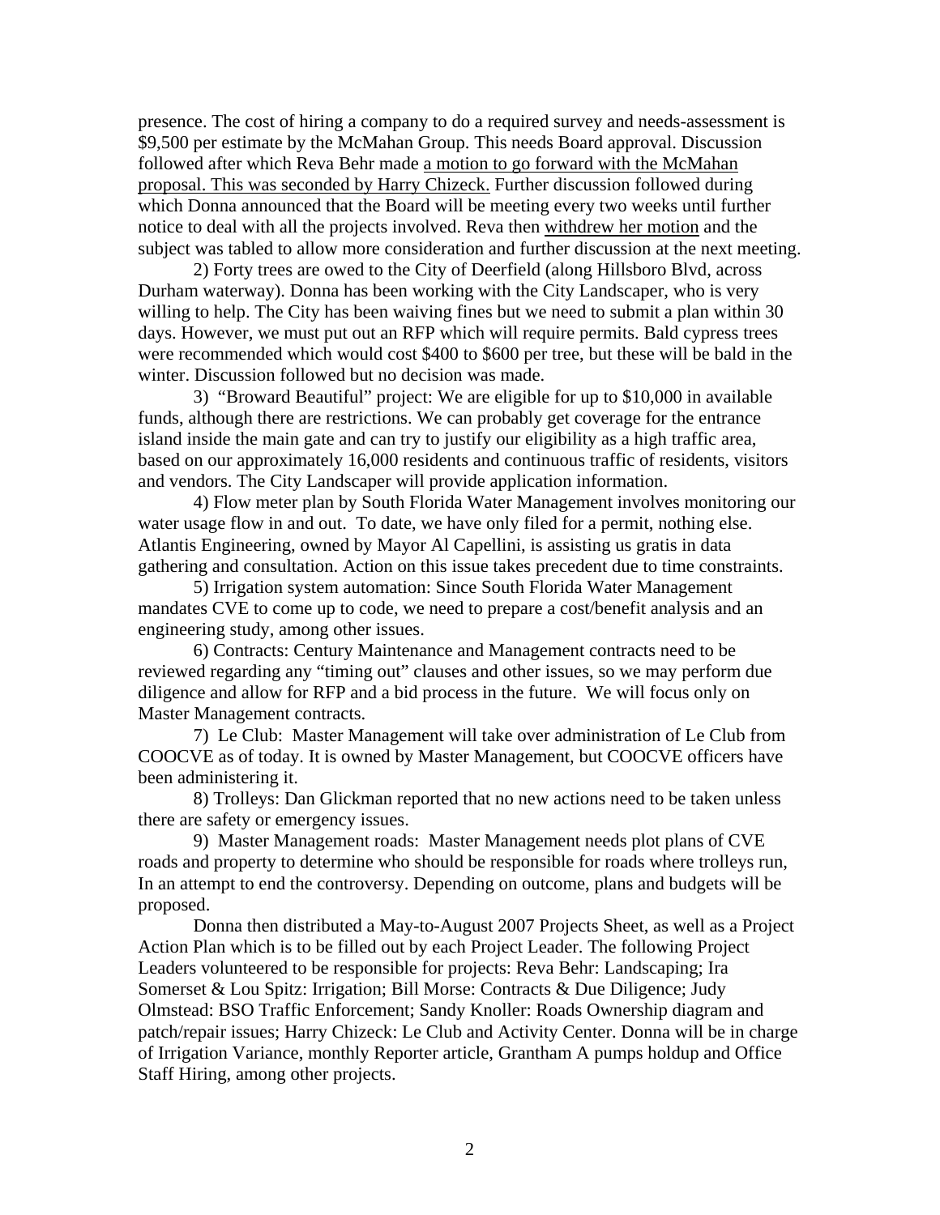presence. The cost of hiring a company to do a required survey and needs-assessment is $9,500 per estimate by the McMahan Group. This needs Board approval. Discussion followed after which Reva Behr made <u>a motion to go forward with the McMahan proposal. This was seconded by Harry Chizeck.</u> Further discussion followed during which Donna announced that the Board will be meeting every two weeks until further notice to deal with all the projects involved. Reva then <u>withdrew her motion</u> and the subject was tabled to allow more consideration and further discussion at the next meeting.

2) Forty trees are owed to the City of Deerfield (along Hillsboro Blvd, across Durham waterway). Donna has been working with the City Landscaper, who is very willing to help. The City has been waiving fines but we need to submit a plan within 30 days. However, we must put out an RFP which will require permits. Bald cypress trees were recommended which would cost $400 to $600 per tree, but these will be bald in the winter. Discussion followed but no decision was made.

3) "Broward Beautiful" project: We are eligible for up to $10,000 in available funds, although there are restrictions. We can probably get coverage for the entrance island inside the main gate and can try to justify our eligibility as a high traffic area, based on our approximately 16,000 residents and continuous traffic of residents, visitors and vendors. The City Landscaper will provide application information.

4) Flow meter plan by South Florida Water Management involves monitoring our water usage flow in and out. To date, we have only filed for a permit, nothing else. Atlantis Engineering, owned by Mayor Al Capellini, is assisting us gratis in data gathering and consultation. Action on this issue takes precedent due to time constraints.

5) Irrigation system automation: Since South Florida Water Management mandates CVE to come up to code, we need to prepare a cost/benefit analysis and an engineering study, among other issues.

6) Contracts: Century Maintenance and Management contracts need to be reviewed regarding any "timing out" clauses and other issues, so we may perform due diligence and allow for RFP and a bid process in the future. We will focus only on Master Management contracts.

7) Le Club: Master Management will take over administration of Le Club from COOCVE as of today. It is owned by Master Management, but COOCVE officers have been administering it.

8) Trolleys: Dan Glickman reported that no new actions need to be taken unless there are safety or emergency issues.

9) Master Management roads: Master Management needs plot plans of CVE roads and property to determine who should be responsible for roads where trolleys run, In an attempt to end the controversy. Depending on outcome, plans and budgets will be proposed.

Donna then distributed a May-to-August 2007 Projects Sheet, as well as a Project Action Plan which is to be filled out by each Project Leader. The following Project Leaders volunteered to be responsible for projects: Reva Behr: Landscaping; Ira Somerset & Lou Spitz: Irrigation; Bill Morse: Contracts & Due Diligence; Judy Olmstead: BSO Traffic Enforcement; Sandy Knoller: Roads Ownership diagram and patch/repair issues; Harry Chizeck: Le Club and Activity Center. Donna will be in charge of Irrigation Variance, monthly Reporter article, Grantham A pumps holdup and Office Staff Hiring, among other projects.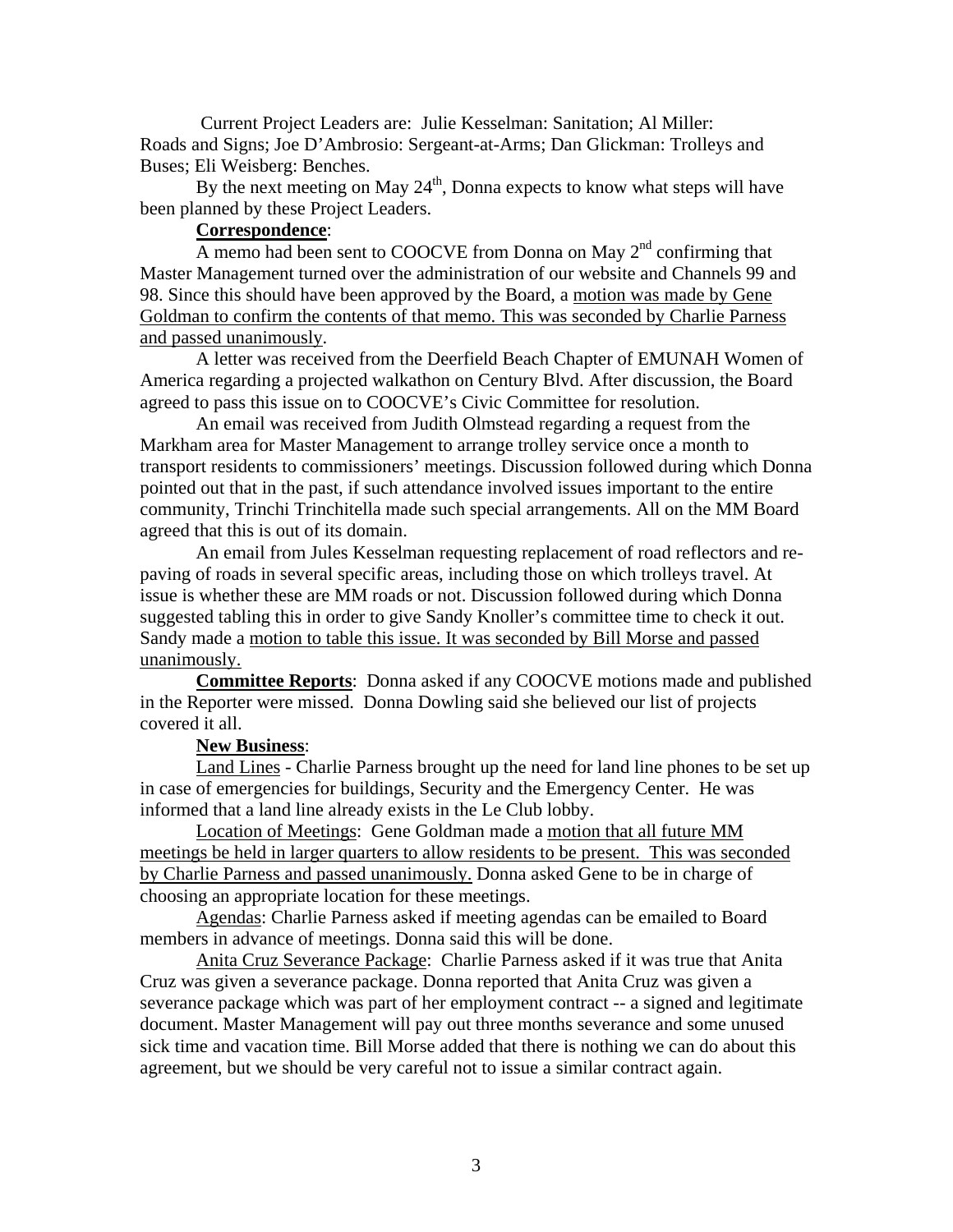Current Project Leaders are: Julie Kesselman: Sanitation; Al Miller: Roads and Signs; Joe D'Ambrosio: Sergeant-at-Arms; Dan Glickman: Trolleys and Buses; Eli Weisberg: Benches.

By the next meeting on May 24th, Donna expects to know what steps will have been planned by these Project Leaders.

**Correspondence**:

A memo had been sent to COOCVE from Donna on May 2nd confirming that Master Management turned over the administration of our website and Channels 99 and 98. Since this should have been approved by the Board, a motion was made by Gene Goldman to confirm the contents of that memo. This was seconded by Charlie Parness and passed unanimously.

A letter was received from the Deerfield Beach Chapter of EMUNAH Women of America regarding a projected walkathon on Century Blvd. After discussion, the Board agreed to pass this issue on to COOCVE's Civic Committee for resolution.

An email was received from Judith Olmstead regarding a request from the Markham area for Master Management to arrange trolley service once a month to transport residents to commissioners' meetings. Discussion followed during which Donna pointed out that in the past, if such attendance involved issues important to the entire community, Trinchi Trinchitella made such special arrangements. All on the MM Board agreed that this is out of its domain.

An email from Jules Kesselman requesting replacement of road reflectors and re-paving of roads in several specific areas, including those on which trolleys travel. At issue is whether these are MM roads or not. Discussion followed during which Donna suggested tabling this in order to give Sandy Knoller's committee time to check it out. Sandy made a motion to table this issue. It was seconded by Bill Morse and passed unanimously.

**Committee Reports**: Donna asked if any COOCVE motions made and published in the Reporter were missed. Donna Dowling said she believed our list of projects covered it all.

**New Business**:

Land Lines - Charlie Parness brought up the need for land line phones to be set up in case of emergencies for buildings, Security and the Emergency Center. He was informed that a land line already exists in the Le Club lobby.

Location of Meetings: Gene Goldman made a motion that all future MM meetings be held in larger quarters to allow residents to be present. This was seconded by Charlie Parness and passed unanimously. Donna asked Gene to be in charge of choosing an appropriate location for these meetings.

Agendas: Charlie Parness asked if meeting agendas can be emailed to Board members in advance of meetings. Donna said this will be done.

Anita Cruz Severance Package: Charlie Parness asked if it was true that Anita Cruz was given a severance package. Donna reported that Anita Cruz was given a severance package which was part of her employment contract -- a signed and legitimate document. Master Management will pay out three months severance and some unused sick time and vacation time. Bill Morse added that there is nothing we can do about this agreement, but we should be very careful not to issue a similar contract again.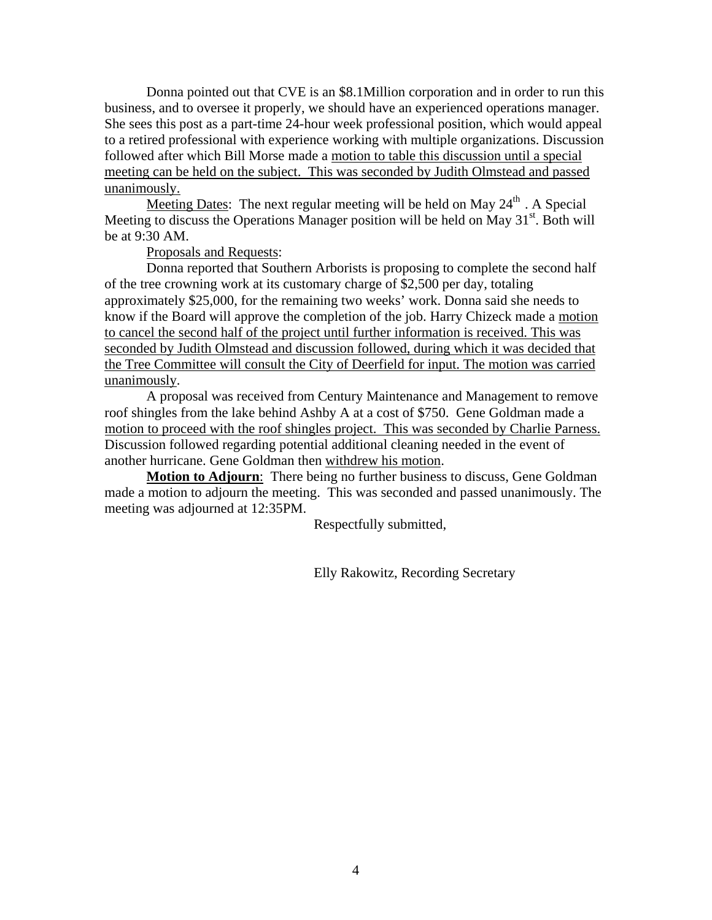Donna pointed out that CVE is an \$8.1Million corporation and in order to run this business, and to oversee it properly, we should have an experienced operations manager. She sees this post as a part-time 24-hour week professional position, which would appeal to a retired professional with experience working with multiple organizations. Discussion followed after which Bill Morse made a <u>motion to table this discussion until a special meeting can be held on the subject. This was seconded by Judith Olmstead and passed unanimously.</u>

<u>Meeting Dates</u>: The next regular meeting will be held on May 24th . A Special Meeting to discuss the Operations Manager position will be held on May 31st. Both will be at 9:30 AM.

<u>Proposals and Requests</u>:

Donna reported that Southern Arborists is proposing to complete the second half of the tree crowning work at its customary charge of \$2,500 per day, totaling approximately \$25,000, for the remaining two weeks' work. Donna said she needs to know if the Board will approve the completion of the job. Harry Chizeck made a <u>motion to cancel the second half of the project until further information is received. This was seconded by Judith Olmstead and discussion followed, during which it was decided that the Tree Committee will consult the City of Deerfield for input. The motion was carried unanimously</u>.

A proposal was received from Century Maintenance and Management to remove roof shingles from the lake behind Ashby A at a cost of \$750. Gene Goldman made a <u>motion to proceed with the roof shingles project. This was seconded by Charlie Parness.</u> Discussion followed regarding potential additional cleaning needed in the event of another hurricane. Gene Goldman then <u>withdrew his motion</u>.

**<u>Motion to Adjourn</u>**: There being no further business to discuss, Gene Goldman made a motion to adjourn the meeting. This was seconded and passed unanimously. The meeting was adjourned at 12:35PM.

Respectfully submitted,

Elly Rakowitz, Recording Secretary